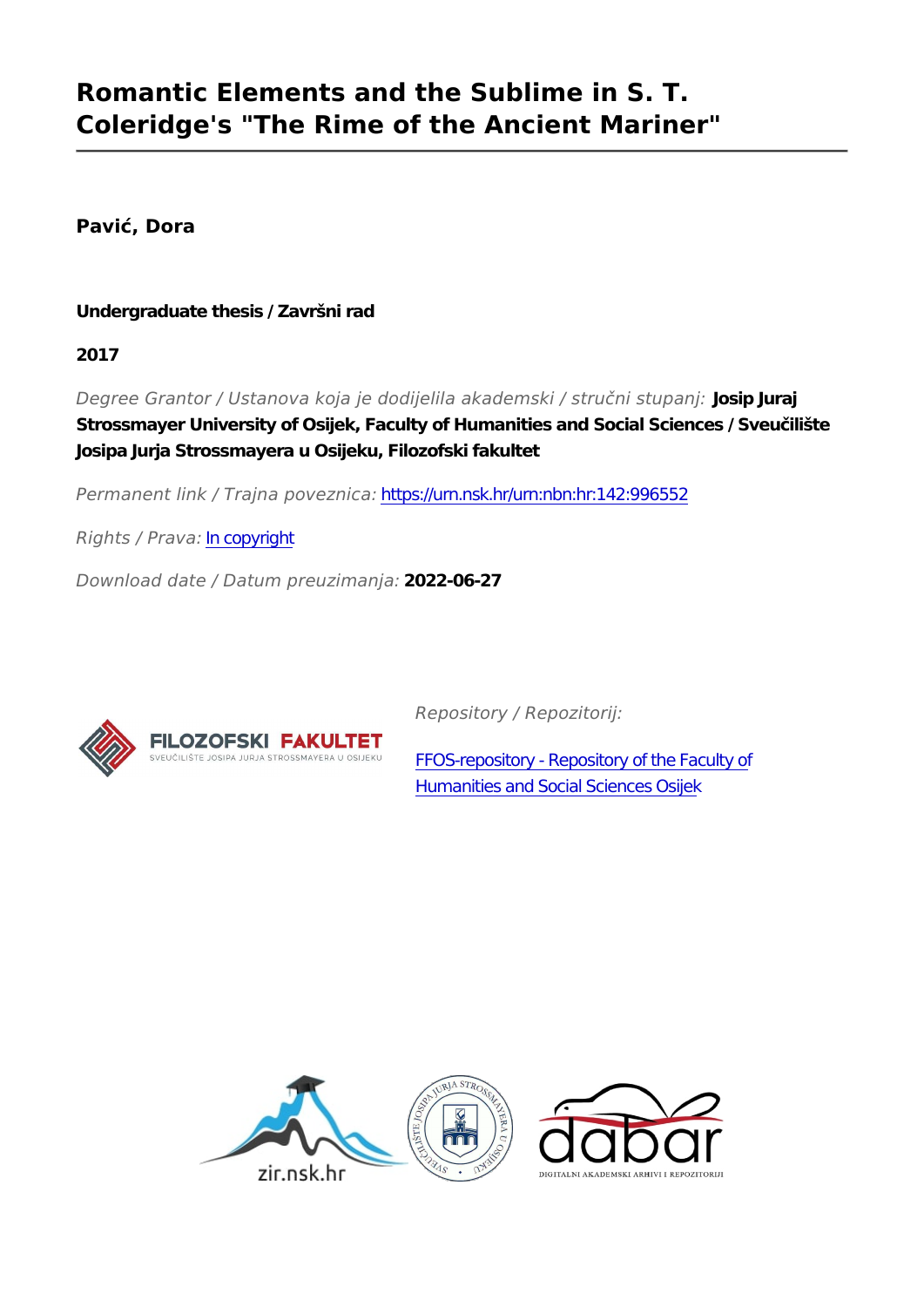# Romantic Elements and the Sublime in S. T. Coleridge's "The Rime of the Ancient Mariner"

**Pavić, Dora**

**Undergraduate thesis / Završni rad**

**2017**

*Degree Grantor / Ustanova koja je dodijelila akademski / stručni stupanj:* **Josip Juraj Strossmayer University of Osijek, Faculty of Humanities and Social Sciences / Sveučilište Josipa Jurja Strossmayera u Osijeku, Filozofski fakultet**

*Permanent link / Trajna poveznica:* https://urn.nsk.hr/urn:nbn:hr:142:996552

*Rights / Prava:* In copyright

*Download date / Datum preuzimanja:* **2022-06-27**

*Repository / Repozitorij:*

FFOS-repository - Repository of the Faculty of Humanities and Social Sciences Osijek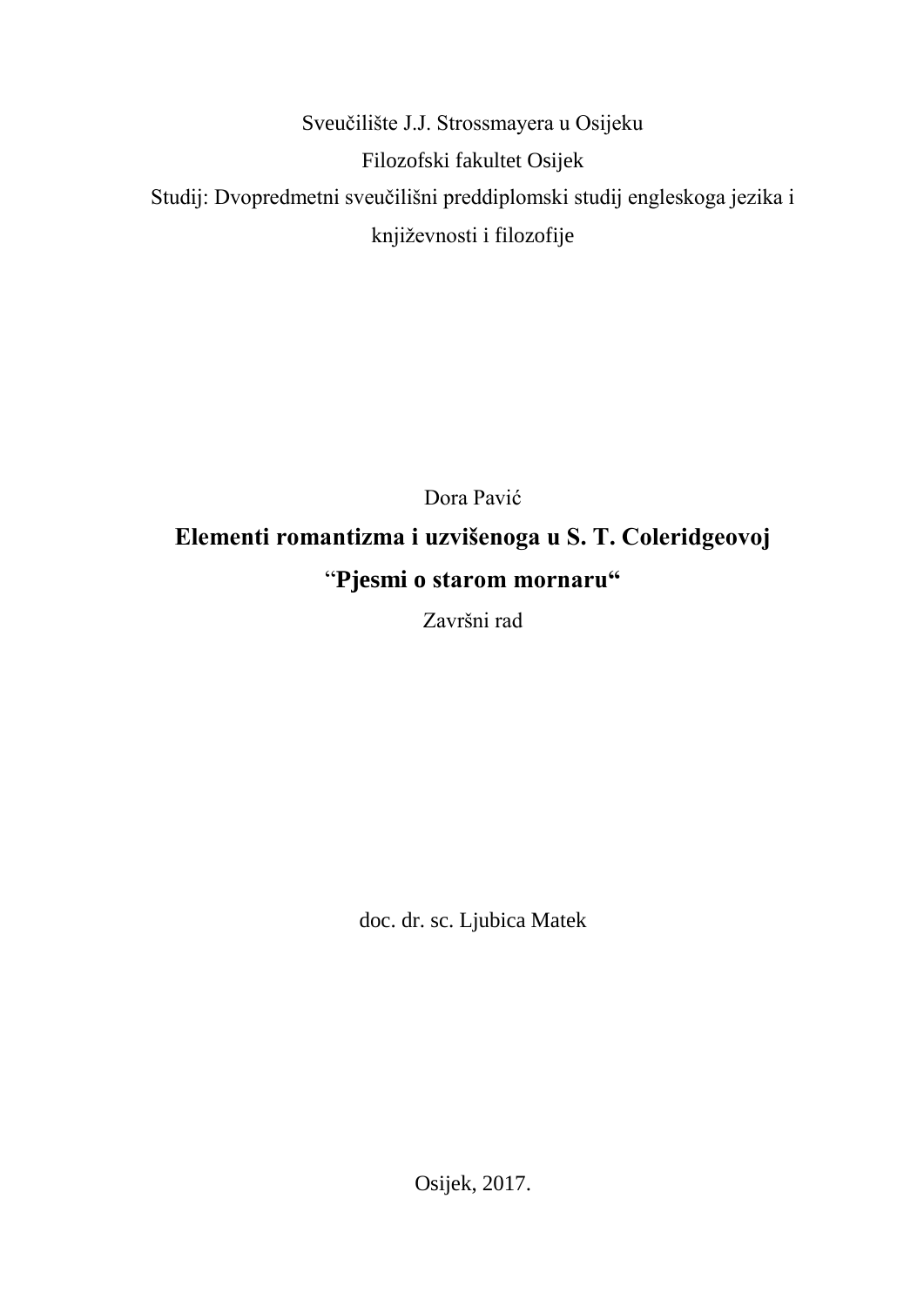Sveučilište J.J. Strossmayera u Osijeku

Filozofski fakultet Osijek

Studij: Dvopredmetni sveučilišni preddiplomski studij engleskoga jezika i književnosti i filozofije

Dora Pavić

# Elementi romantizma i uzvišenoga u S. T. Coleridgeovoj "Pjesmi o starom mornaru"

Završni rad

doc. dr. sc. Ljubica Matek

Osijek, 2017.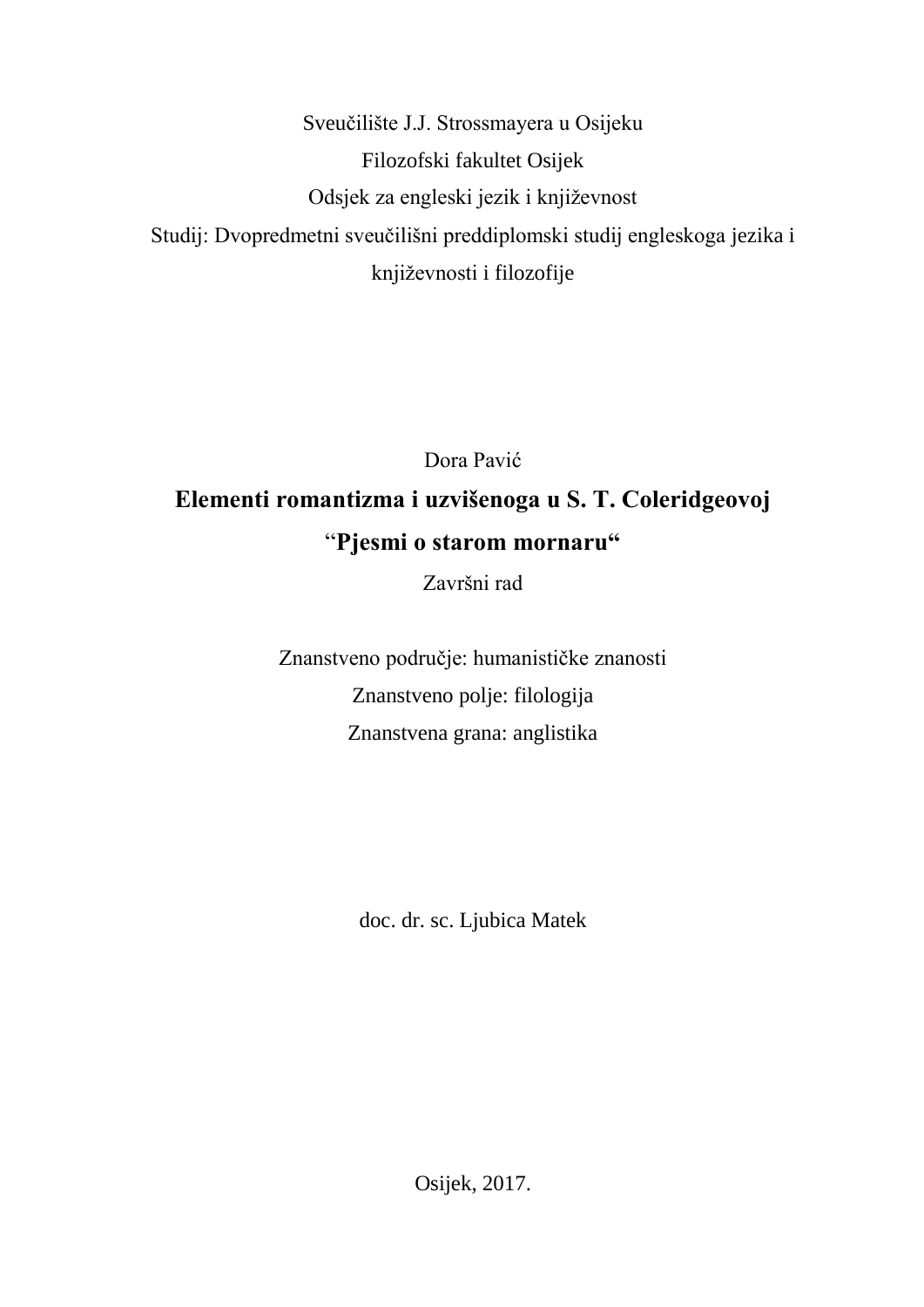Sveučilište J.J. Strossmayera u Osijeku

Filozofski fakultet Osijek

Odsjek za engleski jezik i književnost

Studij: Dvopredmetni sveučilišni preddiplomski studij engleskoga jezika i književnosti i filozofije

Dora Pavić

# Elementi romantizma i uzvišenoga u S. T. Coleridgeovoj "Pjesmi o starom mornaru"

Završni rad

Znanstveno područje: humanističke znanosti

Znanstveno polje: filologija

Znanstvena grana: anglistika

doc. dr. sc. Ljubica Matek

Osijek, 2017.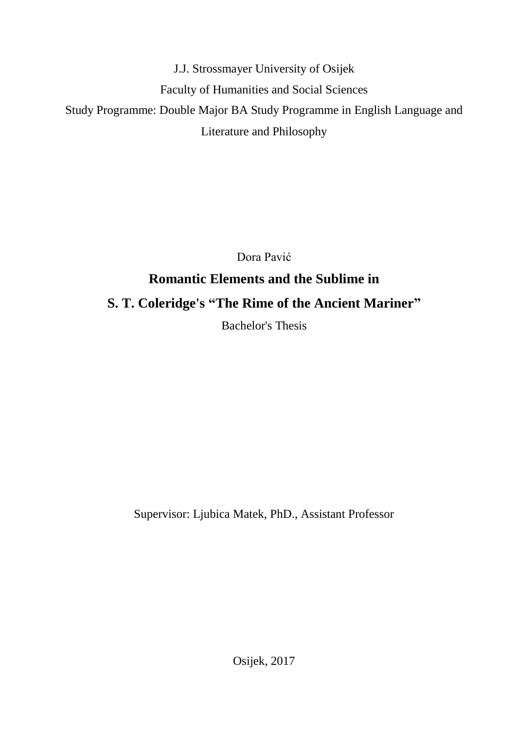J.J. Strossmayer University of Osijek

Faculty of Humanities and Social Sciences

Study Programme: Double Major BA Study Programme in English Language and Literature and Philosophy

Dora Pavić

**Romantic Elements and the Sublime in**

**S. T. Coleridge's "The Rime of the Ancient Mariner"**

Bachelor's Thesis

Supervisor: Ljubica Matek, PhD., Assistant Professor

Osijek, 2017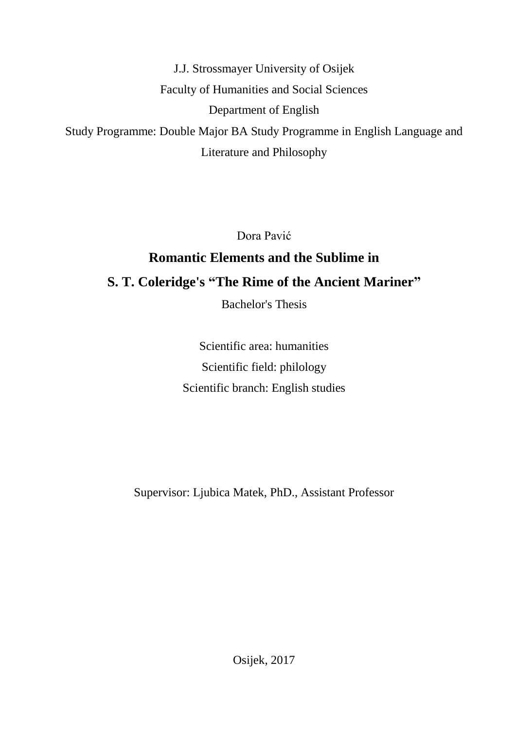J.J. Strossmayer University of Osijek

Faculty of Humanities and Social Sciences

Department of English

Study Programme: Double Major BA Study Programme in English Language and Literature and Philosophy

Dora Pavić

# Romantic Elements and the Sublime in S. T. Coleridge's "The Rime of the Ancient Mariner"

Bachelor's Thesis

Scientific area: humanities

Scientific field: philology

Scientific branch: English studies

Supervisor: Ljubica Matek, PhD., Assistant Professor

Osijek, 2017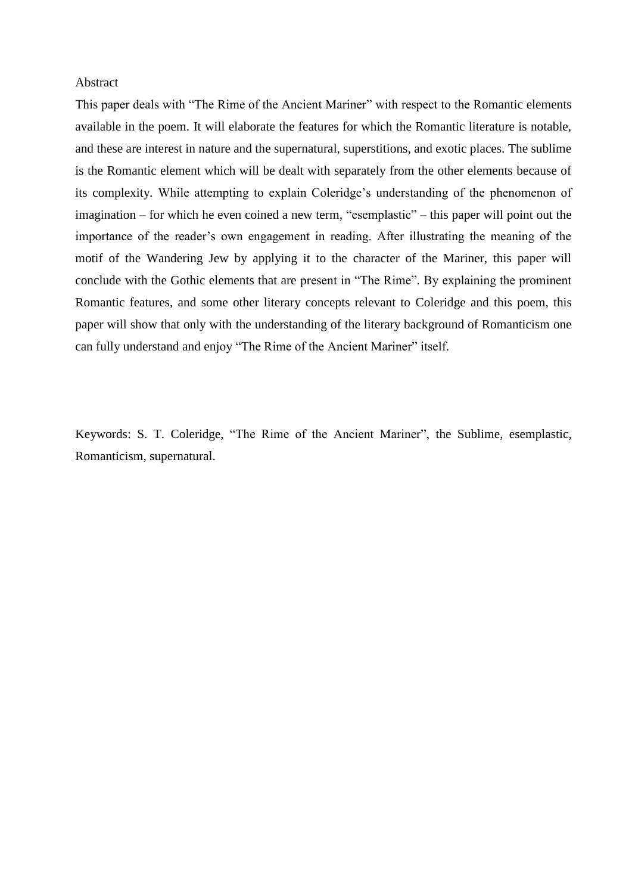## Abstract

This paper deals with "The Rime of the Ancient Mariner" with respect to the Romantic elements available in the poem. It will elaborate the features for which the Romantic literature is notable, and these are interest in nature and the supernatural, superstitions, and exotic places. The sublime is the Romantic element which will be dealt with separately from the other elements because of its complexity. While attempting to explain Coleridge's understanding of the phenomenon of imagination – for which he even coined a new term, "esemplastic" – this paper will point out the importance of the reader's own engagement in reading. After illustrating the meaning of the motif of the Wandering Jew by applying it to the character of the Mariner, this paper will conclude with the Gothic elements that are present in "The Rime". By explaining the prominent Romantic features, and some other literary concepts relevant to Coleridge and this poem, this paper will show that only with the understanding of the literary background of Romanticism one can fully understand and enjoy "The Rime of the Ancient Mariner" itself.

Keywords: S. T. Coleridge, "The Rime of the Ancient Mariner", the Sublime, esemplastic, Romanticism, supernatural.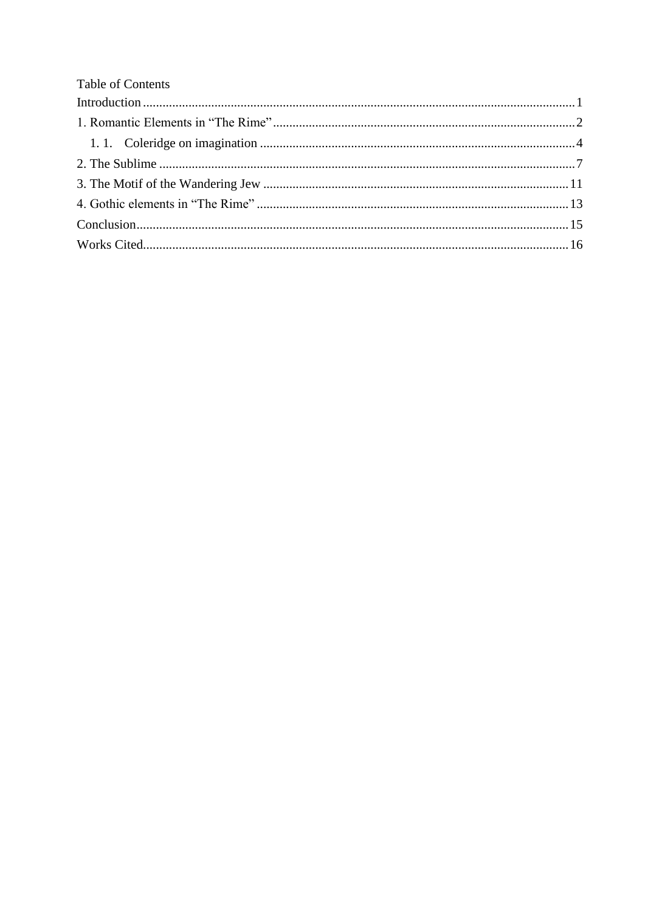Table of Contents

Introduction ..................................................................................................................................1

1. Romantic Elements in "The Rime" ...........................................................................................2

    1. 1. Coleridge on imagination ...............................................................................................4

2. The Sublime ..............................................................................................................................7

3. The Motif of the Wandering Jew ............................................................................................11

4. Gothic elements in "The Rime" ..............................................................................................13

Conclusion...................................................................................................................................15

Works Cited.................................................................................................................................16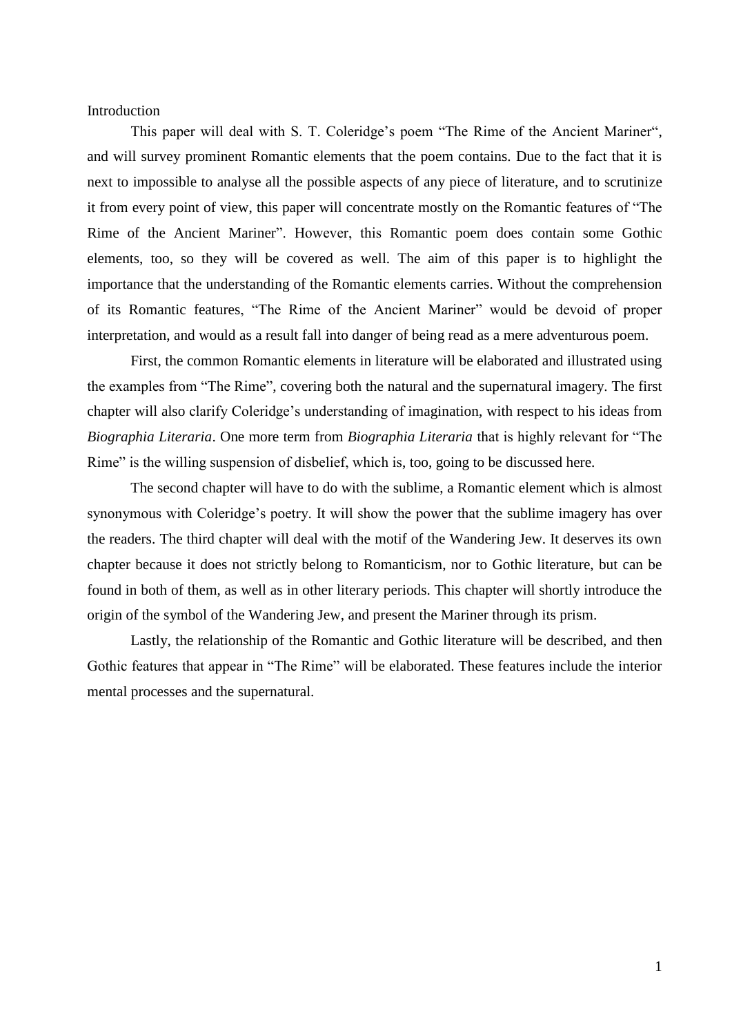# Introduction

This paper will deal with S. T. Coleridge's poem "The Rime of the Ancient Mariner", and will survey prominent Romantic elements that the poem contains. Due to the fact that it is next to impossible to analyse all the possible aspects of any piece of literature, and to scrutinize it from every point of view, this paper will concentrate mostly on the Romantic features of "The Rime of the Ancient Mariner". However, this Romantic poem does contain some Gothic elements, too, so they will be covered as well. The aim of this paper is to highlight the importance that the understanding of the Romantic elements carries. Without the comprehension of its Romantic features, "The Rime of the Ancient Mariner" would be devoid of proper interpretation, and would as a result fall into danger of being read as a mere adventurous poem.

First, the common Romantic elements in literature will be elaborated and illustrated using the examples from "The Rime", covering both the natural and the supernatural imagery. The first chapter will also clarify Coleridge's understanding of imagination, with respect to his ideas from *Biographia Literaria*. One more term from *Biographia Literaria* that is highly relevant for "The Rime" is the willing suspension of disbelief, which is, too, going to be discussed here.

The second chapter will have to do with the sublime, a Romantic element which is almost synonymous with Coleridge's poetry. It will show the power that the sublime imagery has over the readers. The third chapter will deal with the motif of the Wandering Jew. It deserves its own chapter because it does not strictly belong to Romanticism, nor to Gothic literature, but can be found in both of them, as well as in other literary periods. This chapter will shortly introduce the origin of the symbol of the Wandering Jew, and present the Mariner through its prism.

Lastly, the relationship of the Romantic and Gothic literature will be described, and then Gothic features that appear in "The Rime" will be elaborated. These features include the interior mental processes and the supernatural.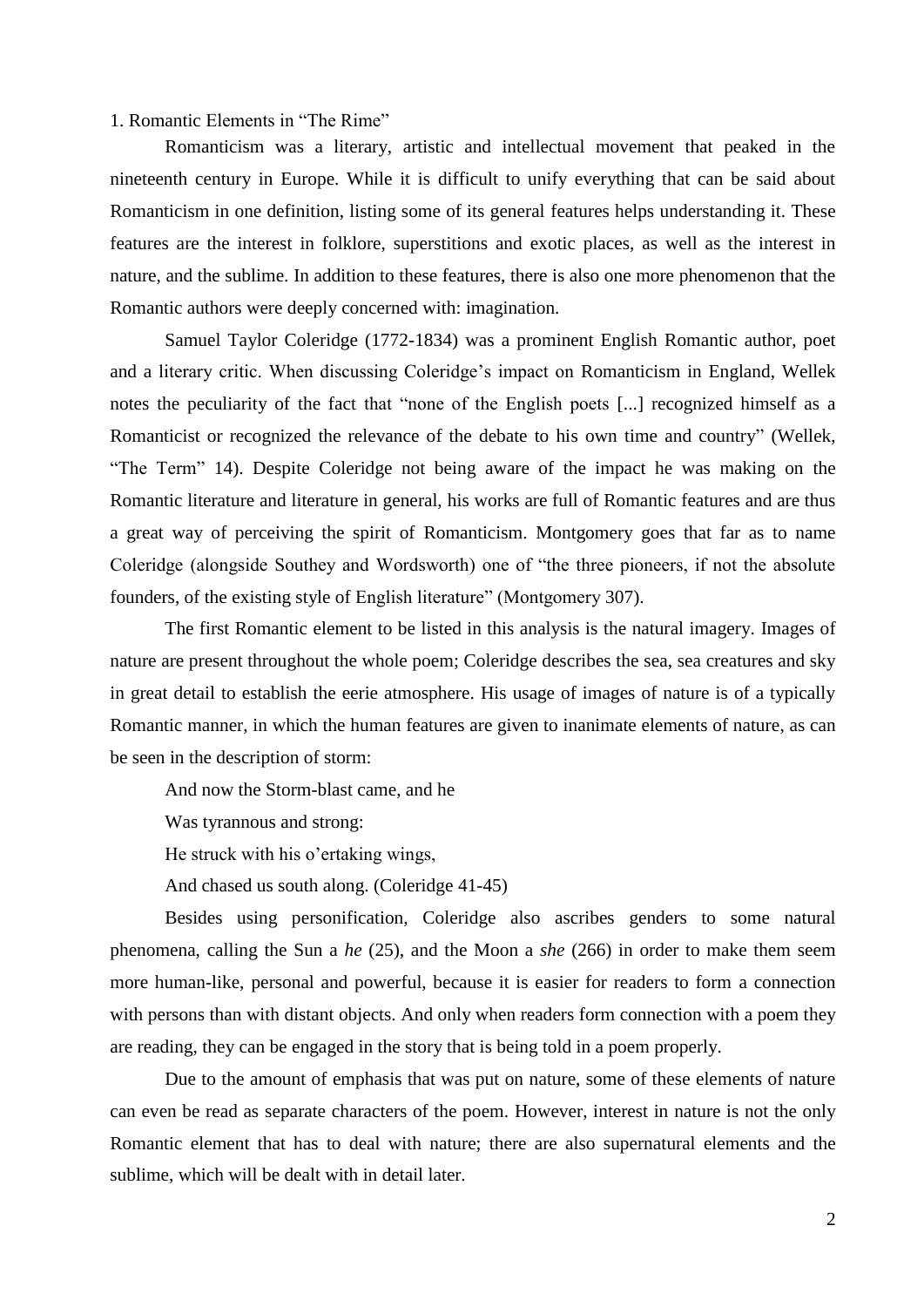## 1. Romantic Elements in "The Rime"

Romanticism was a literary, artistic and intellectual movement that peaked in the nineteenth century in Europe. While it is difficult to unify everything that can be said about Romanticism in one definition, listing some of its general features helps understanding it. These features are the interest in folklore, superstitions and exotic places, as well as the interest in nature, and the sublime. In addition to these features, there is also one more phenomenon that the Romantic authors were deeply concerned with: imagination.

Samuel Taylor Coleridge (1772-1834) was a prominent English Romantic author, poet and a literary critic. When discussing Coleridge's impact on Romanticism in England, Wellek notes the peculiarity of the fact that "none of the English poets [...] recognized himself as a Romanticist or recognized the relevance of the debate to his own time and country" (Wellek, "The Term" 14). Despite Coleridge not being aware of the impact he was making on the Romantic literature and literature in general, his works are full of Romantic features and are thus a great way of perceiving the spirit of Romanticism. Montgomery goes that far as to name Coleridge (alongside Southey and Wordsworth) one of "the three pioneers, if not the absolute founders, of the existing style of English literature" (Montgomery 307).

The first Romantic element to be listed in this analysis is the natural imagery. Images of nature are present throughout the whole poem; Coleridge describes the sea, sea creatures and sky in great detail to establish the eerie atmosphere. His usage of images of nature is of a typically Romantic manner, in which the human features are given to inanimate elements of nature, as can be seen in the description of storm:

> And now the Storm-blast came, and he
>
> Was tyrannous and strong:
>
> He struck with his o'ertaking wings,
>
> And chased us south along. (Coleridge 41-45)

Besides using personification, Coleridge also ascribes genders to some natural phenomena, calling the Sun a *he* (25), and the Moon a *she* (266) in order to make them seem more human-like, personal and powerful, because it is easier for readers to form a connection with persons than with distant objects. And only when readers form connection with a poem they are reading, they can be engaged in the story that is being told in a poem properly.

Due to the amount of emphasis that was put on nature, some of these elements of nature can even be read as separate characters of the poem. However, interest in nature is not the only Romantic element that has to deal with nature; there are also supernatural elements and the sublime, which will be dealt with in detail later.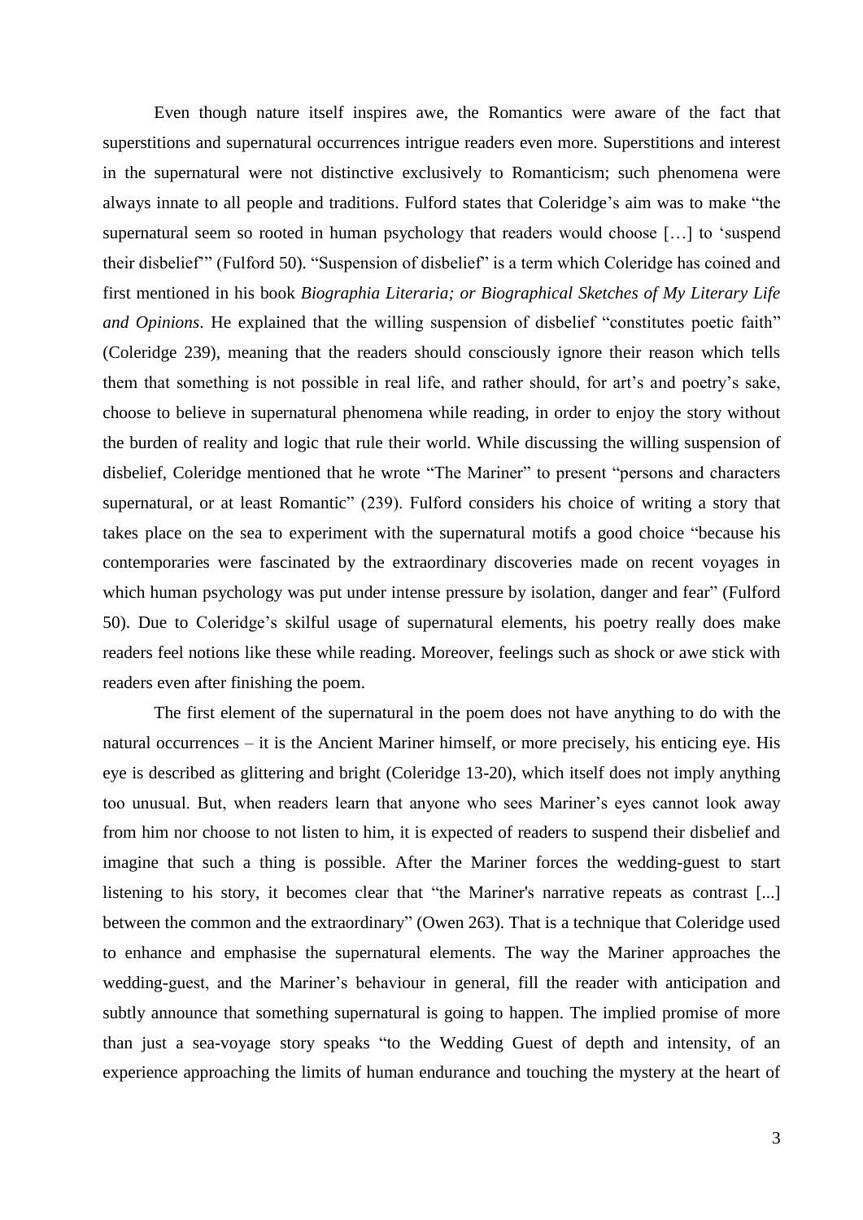Even though nature itself inspires awe, the Romantics were aware of the fact that superstitions and supernatural occurrences intrigue readers even more. Superstitions and interest in the supernatural were not distinctive exclusively to Romanticism; such phenomena were always innate to all people and traditions. Fulford states that Coleridge's aim was to make "the supernatural seem so rooted in human psychology that readers would choose […] to 'suspend their disbelief'" (Fulford 50). "Suspension of disbelief" is a term which Coleridge has coined and first mentioned in his book *Biographia Literaria; or Biographical Sketches of My Literary Life and Opinions*. He explained that the willing suspension of disbelief "constitutes poetic faith" (Coleridge 239), meaning that the readers should consciously ignore their reason which tells them that something is not possible in real life, and rather should, for art's and poetry's sake, choose to believe in supernatural phenomena while reading, in order to enjoy the story without the burden of reality and logic that rule their world. While discussing the willing suspension of disbelief, Coleridge mentioned that he wrote "The Mariner" to present "persons and characters supernatural, or at least Romantic" (239). Fulford considers his choice of writing a story that takes place on the sea to experiment with the supernatural motifs a good choice "because his contemporaries were fascinated by the extraordinary discoveries made on recent voyages in which human psychology was put under intense pressure by isolation, danger and fear" (Fulford 50). Due to Coleridge's skilful usage of supernatural elements, his poetry really does make readers feel notions like these while reading. Moreover, feelings such as shock or awe stick with readers even after finishing the poem.

The first element of the supernatural in the poem does not have anything to do with the natural occurrences – it is the Ancient Mariner himself, or more precisely, his enticing eye. His eye is described as glittering and bright (Coleridge 13-20), which itself does not imply anything too unusual. But, when readers learn that anyone who sees Mariner's eyes cannot look away from him nor choose to not listen to him, it is expected of readers to suspend their disbelief and imagine that such a thing is possible. After the Mariner forces the wedding-guest to start listening to his story, it becomes clear that "the Mariner's narrative repeats as contrast [...] between the common and the extraordinary" (Owen 263). That is a technique that Coleridge used to enhance and emphasise the supernatural elements. The way the Mariner approaches the wedding-guest, and the Mariner's behaviour in general, fill the reader with anticipation and subtly announce that something supernatural is going to happen. The implied promise of more than just a sea-voyage story speaks "to the Wedding Guest of depth and intensity, of an experience approaching the limits of human endurance and touching the mystery at the heart of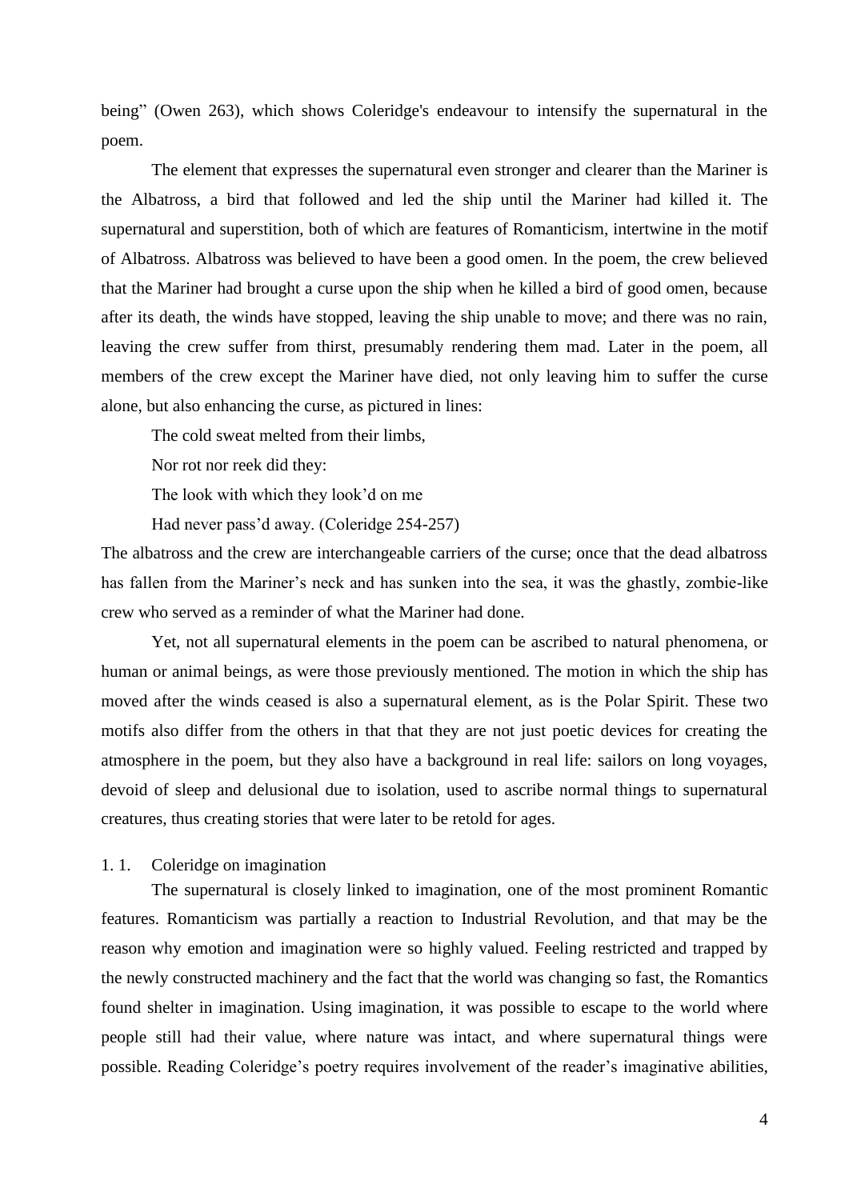being" (Owen 263), which shows Coleridge's endeavour to intensify the supernatural in the poem.

The element that expresses the supernatural even stronger and clearer than the Mariner is the Albatross, a bird that followed and led the ship until the Mariner had killed it. The supernatural and superstition, both of which are features of Romanticism, intertwine in the motif of Albatross. Albatross was believed to have been a good omen. In the poem, the crew believed that the Mariner had brought a curse upon the ship when he killed a bird of good omen, because after its death, the winds have stopped, leaving the ship unable to move; and there was no rain, leaving the crew suffer from thirst, presumably rendering them mad. Later in the poem, all members of the crew except the Mariner have died, not only leaving him to suffer the curse alone, but also enhancing the curse, as pictured in lines:

> The cold sweat melted from their limbs,
>
> Nor rot nor reek did they:
>
> The look with which they look'd on me
>
> Had never pass'd away. (Coleridge 254-257)

The albatross and the crew are interchangeable carriers of the curse; once that the dead albatross has fallen from the Mariner's neck and has sunken into the sea, it was the ghastly, zombie-like crew who served as a reminder of what the Mariner had done.

Yet, not all supernatural elements in the poem can be ascribed to natural phenomena, or human or animal beings, as were those previously mentioned. The motion in which the ship has moved after the winds ceased is also a supernatural element, as is the Polar Spirit. These two motifs also differ from the others in that that they are not just poetic devices for creating the atmosphere in the poem, but they also have a background in real life: sailors on long voyages, devoid of sleep and delusional due to isolation, used to ascribe normal things to supernatural creatures, thus creating stories that were later to be retold for ages.

## 1. 1. Coleridge on imagination

The supernatural is closely linked to imagination, one of the most prominent Romantic features. Romanticism was partially a reaction to Industrial Revolution, and that may be the reason why emotion and imagination were so highly valued. Feeling restricted and trapped by the newly constructed machinery and the fact that the world was changing so fast, the Romantics found shelter in imagination. Using imagination, it was possible to escape to the world where people still had their value, where nature was intact, and where supernatural things were possible. Reading Coleridge's poetry requires involvement of the reader's imaginative abilities,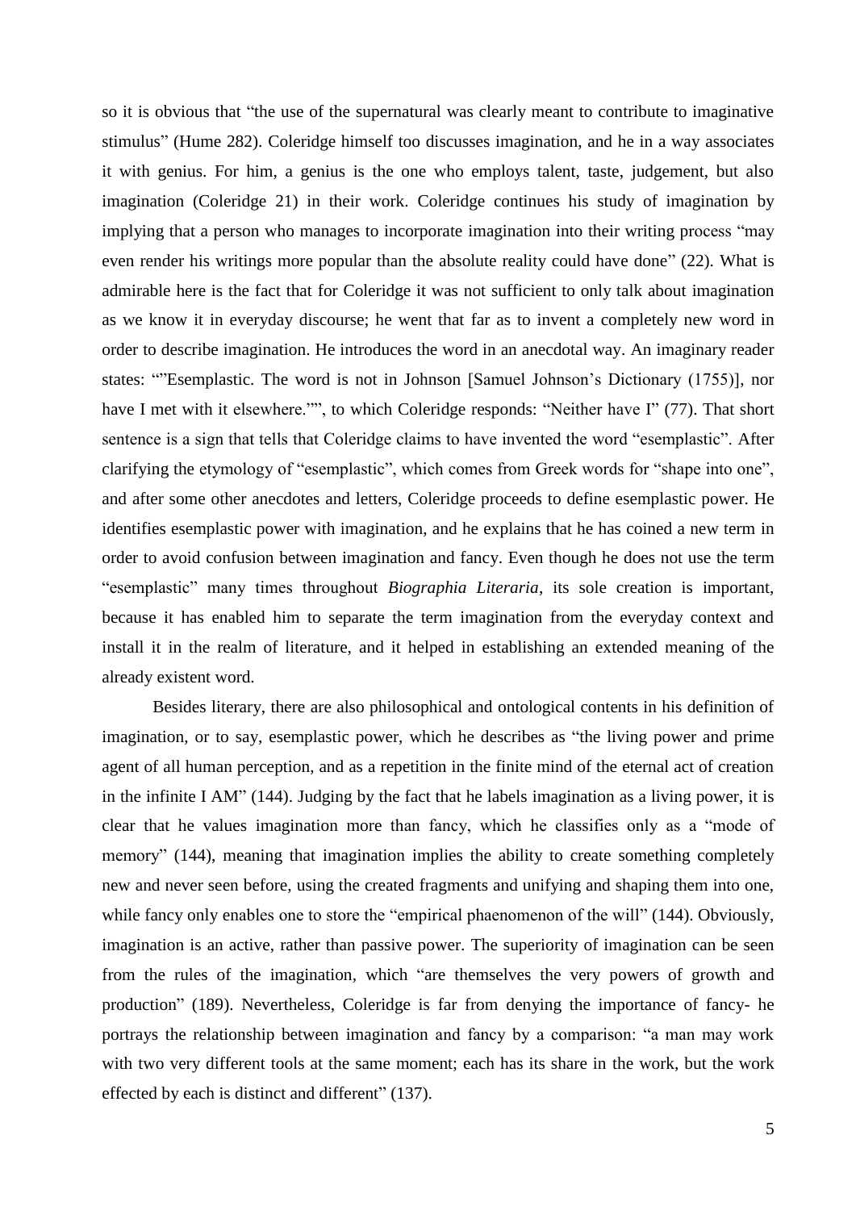so it is obvious that "the use of the supernatural was clearly meant to contribute to imaginative stimulus" (Hume 282). Coleridge himself too discusses imagination, and he in a way associates it with genius. For him, a genius is the one who employs talent, taste, judgement, but also imagination (Coleridge 21) in their work. Coleridge continues his study of imagination by implying that a person who manages to incorporate imagination into their writing process "may even render his writings more popular than the absolute reality could have done" (22). What is admirable here is the fact that for Coleridge it was not sufficient to only talk about imagination as we know it in everyday discourse; he went that far as to invent a completely new word in order to describe imagination. He introduces the word in an anecdotal way. An imaginary reader states: ""Esemplastic. The word is not in Johnson [Samuel Johnson's Dictionary (1755)], nor have I met with it elsewhere."", to which Coleridge responds: "Neither have I" (77). That short sentence is a sign that tells that Coleridge claims to have invented the word "esemplastic". After clarifying the etymology of "esemplastic", which comes from Greek words for "shape into one", and after some other anecdotes and letters, Coleridge proceeds to define esemplastic power. He identifies esemplastic power with imagination, and he explains that he has coined a new term in order to avoid confusion between imagination and fancy. Even though he does not use the term "esemplastic" many times throughout *Biographia Literaria*, its sole creation is important, because it has enabled him to separate the term imagination from the everyday context and install it in the realm of literature, and it helped in establishing an extended meaning of the already existent word.

Besides literary, there are also philosophical and ontological contents in his definition of imagination, or to say, esemplastic power, which he describes as "the living power and prime agent of all human perception, and as a repetition in the finite mind of the eternal act of creation in the infinite I AM" (144). Judging by the fact that he labels imagination as a living power, it is clear that he values imagination more than fancy, which he classifies only as a "mode of memory" (144), meaning that imagination implies the ability to create something completely new and never seen before, using the created fragments and unifying and shaping them into one, while fancy only enables one to store the "empirical phaenomenon of the will" (144). Obviously, imagination is an active, rather than passive power. The superiority of imagination can be seen from the rules of the imagination, which "are themselves the very powers of growth and production" (189). Nevertheless, Coleridge is far from denying the importance of fancy- he portrays the relationship between imagination and fancy by a comparison: "a man may work with two very different tools at the same moment; each has its share in the work, but the work effected by each is distinct and different" (137).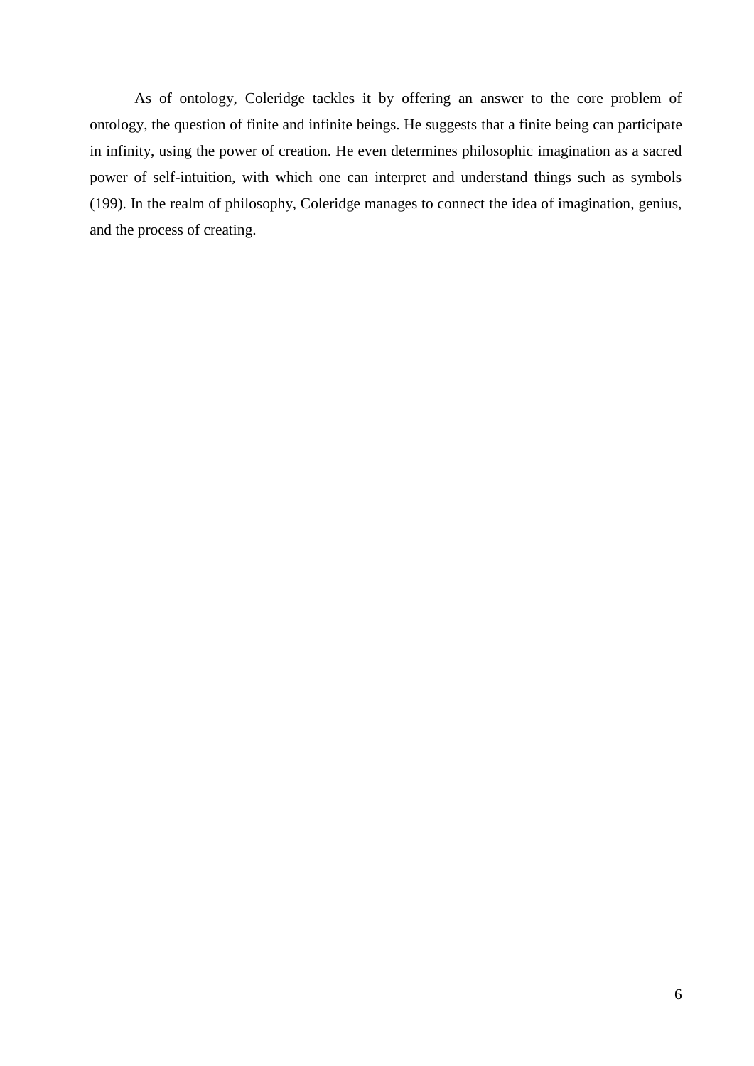As of ontology, Coleridge tackles it by offering an answer to the core problem of ontology, the question of finite and infinite beings. He suggests that a finite being can participate in infinity, using the power of creation. He even determines philosophic imagination as a sacred power of self-intuition, with which one can interpret and understand things such as symbols (199). In the realm of philosophy, Coleridge manages to connect the idea of imagination, genius, and the process of creating.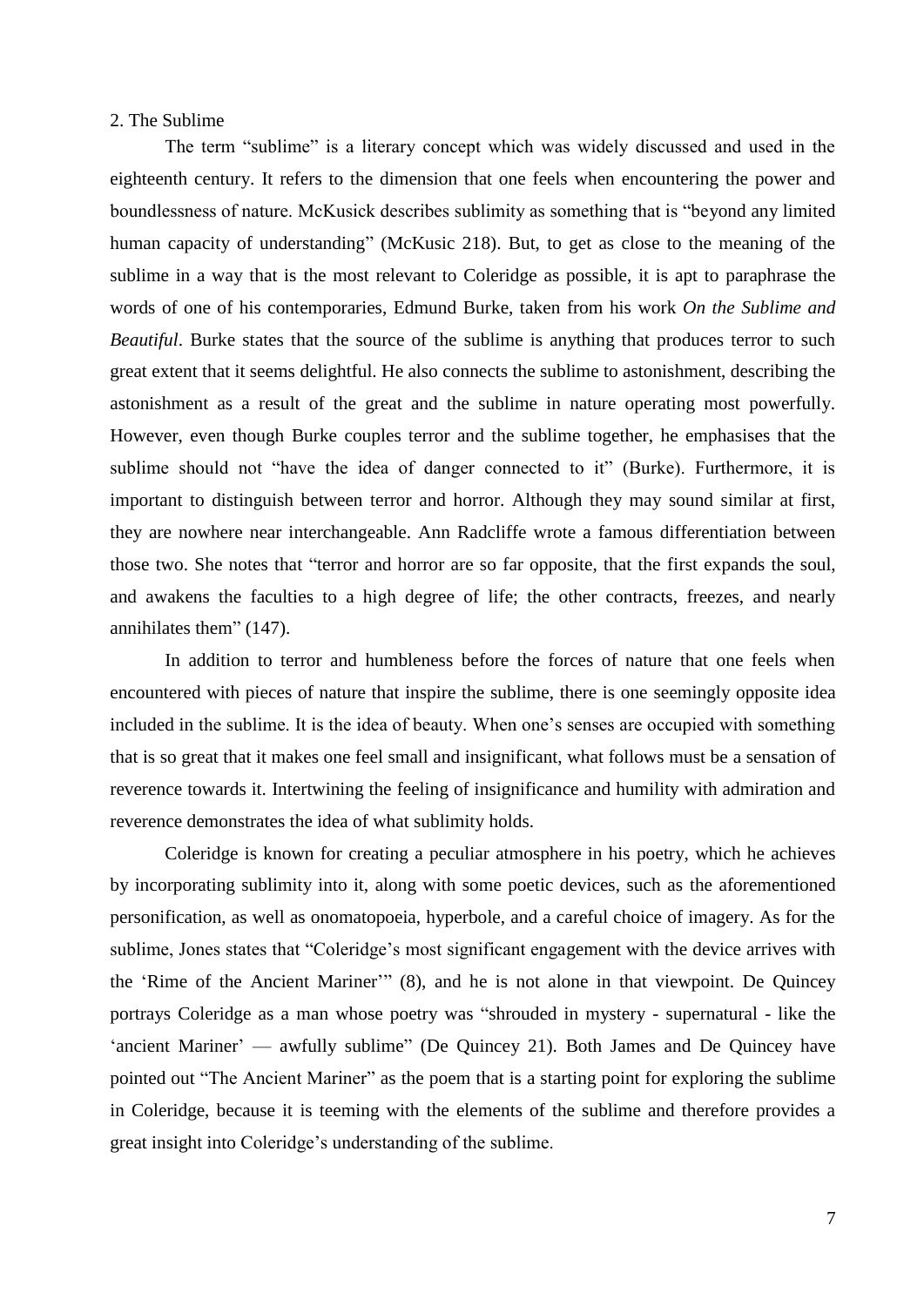## 2. The Sublime

The term "sublime" is a literary concept which was widely discussed and used in the eighteenth century. It refers to the dimension that one feels when encountering the power and boundlessness of nature. McKusick describes sublimity as something that is "beyond any limited human capacity of understanding" (McKusic 218). But, to get as close to the meaning of the sublime in a way that is the most relevant to Coleridge as possible, it is apt to paraphrase the words of one of his contemporaries, Edmund Burke, taken from his work *On the Sublime and Beautiful*. Burke states that the source of the sublime is anything that produces terror to such great extent that it seems delightful. He also connects the sublime to astonishment, describing the astonishment as a result of the great and the sublime in nature operating most powerfully. However, even though Burke couples terror and the sublime together, he emphasises that the sublime should not "have the idea of danger connected to it" (Burke). Furthermore, it is important to distinguish between terror and horror. Although they may sound similar at first, they are nowhere near interchangeable. Ann Radcliffe wrote a famous differentiation between those two. She notes that "terror and horror are so far opposite, that the first expands the soul, and awakens the faculties to a high degree of life; the other contracts, freezes, and nearly annihilates them" (147).

In addition to terror and humbleness before the forces of nature that one feels when encountered with pieces of nature that inspire the sublime, there is one seemingly opposite idea included in the sublime. It is the idea of beauty. When one's senses are occupied with something that is so great that it makes one feel small and insignificant, what follows must be a sensation of reverence towards it. Intertwining the feeling of insignificance and humility with admiration and reverence demonstrates the idea of what sublimity holds.

Coleridge is known for creating a peculiar atmosphere in his poetry, which he achieves by incorporating sublimity into it, along with some poetic devices, such as the aforementioned personification, as well as onomatopoeia, hyperbole, and a careful choice of imagery. As for the sublime, Jones states that "Coleridge's most significant engagement with the device arrives with the 'Rime of the Ancient Mariner'" (8), and he is not alone in that viewpoint. De Quincey portrays Coleridge as a man whose poetry was "shrouded in mystery - supernatural - like the 'ancient Mariner' — awfully sublime" (De Quincey 21). Both James and De Quincey have pointed out "The Ancient Mariner" as the poem that is a starting point for exploring the sublime in Coleridge, because it is teeming with the elements of the sublime and therefore provides a great insight into Coleridge's understanding of the sublime.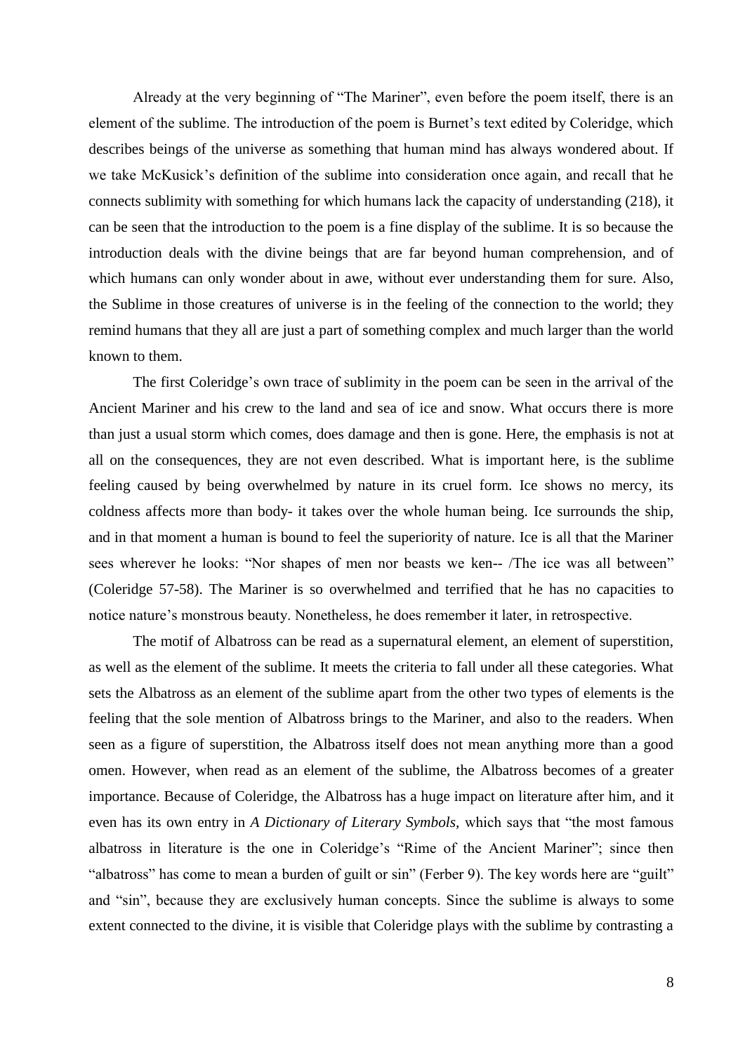Already at the very beginning of "The Mariner", even before the poem itself, there is an element of the sublime. The introduction of the poem is Burnet's text edited by Coleridge, which describes beings of the universe as something that human mind has always wondered about. If we take McKusick's definition of the sublime into consideration once again, and recall that he connects sublimity with something for which humans lack the capacity of understanding (218), it can be seen that the introduction to the poem is a fine display of the sublime. It is so because the introduction deals with the divine beings that are far beyond human comprehension, and of which humans can only wonder about in awe, without ever understanding them for sure. Also, the Sublime in those creatures of universe is in the feeling of the connection to the world; they remind humans that they all are just a part of something complex and much larger than the world known to them.

The first Coleridge's own trace of sublimity in the poem can be seen in the arrival of the Ancient Mariner and his crew to the land and sea of ice and snow. What occurs there is more than just a usual storm which comes, does damage and then is gone. Here, the emphasis is not at all on the consequences, they are not even described. What is important here, is the sublime feeling caused by being overwhelmed by nature in its cruel form. Ice shows no mercy, its coldness affects more than body- it takes over the whole human being. Ice surrounds the ship, and in that moment a human is bound to feel the superiority of nature. Ice is all that the Mariner sees wherever he looks: "Nor shapes of men nor beasts we ken-- /The ice was all between" (Coleridge 57-58). The Mariner is so overwhelmed and terrified that he has no capacities to notice nature's monstrous beauty. Nonetheless, he does remember it later, in retrospective.

The motif of Albatross can be read as a supernatural element, an element of superstition, as well as the element of the sublime. It meets the criteria to fall under all these categories. What sets the Albatross as an element of the sublime apart from the other two types of elements is the feeling that the sole mention of Albatross brings to the Mariner, and also to the readers. When seen as a figure of superstition, the Albatross itself does not mean anything more than a good omen. However, when read as an element of the sublime, the Albatross becomes of a greater importance. Because of Coleridge, the Albatross has a huge impact on literature after him, and it even has its own entry in *A Dictionary of Literary Symbols,* which says that "the most famous albatross in literature is the one in Coleridge's "Rime of the Ancient Mariner"; since then "albatross" has come to mean a burden of guilt or sin" (Ferber 9). The key words here are "guilt" and "sin", because they are exclusively human concepts. Since the sublime is always to some extent connected to the divine, it is visible that Coleridge plays with the sublime by contrasting a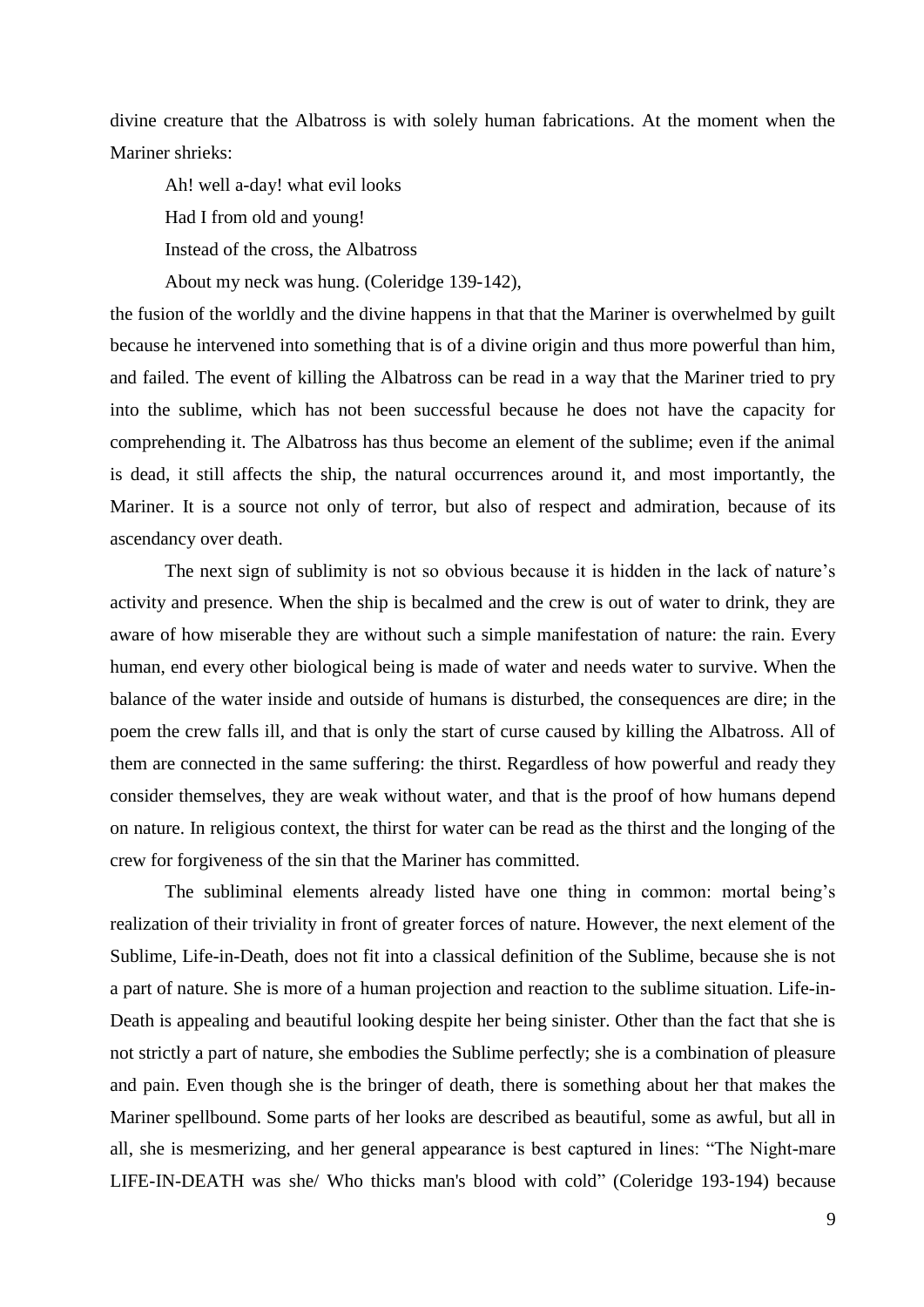divine creature that the Albatross is with solely human fabrications. At the moment when the Mariner shrieks:

> Ah! well a-day! what evil looks
> Had I from old and young!
> Instead of the cross, the Albatross
> About my neck was hung. (Coleridge 139-142),

the fusion of the worldly and the divine happens in that that the Mariner is overwhelmed by guilt because he intervened into something that is of a divine origin and thus more powerful than him, and failed. The event of killing the Albatross can be read in a way that the Mariner tried to pry into the sublime, which has not been successful because he does not have the capacity for comprehending it. The Albatross has thus become an element of the sublime; even if the animal is dead, it still affects the ship, the natural occurrences around it, and most importantly, the Mariner. It is a source not only of terror, but also of respect and admiration, because of its ascendancy over death.

The next sign of sublimity is not so obvious because it is hidden in the lack of nature's activity and presence. When the ship is becalmed and the crew is out of water to drink, they are aware of how miserable they are without such a simple manifestation of nature: the rain. Every human, end every other biological being is made of water and needs water to survive. When the balance of the water inside and outside of humans is disturbed, the consequences are dire; in the poem the crew falls ill, and that is only the start of curse caused by killing the Albatross. All of them are connected in the same suffering: the thirst. Regardless of how powerful and ready they consider themselves, they are weak without water, and that is the proof of how humans depend on nature. In religious context, the thirst for water can be read as the thirst and the longing of the crew for forgiveness of the sin that the Mariner has committed.

The subliminal elements already listed have one thing in common: mortal being's realization of their triviality in front of greater forces of nature. However, the next element of the Sublime, Life-in-Death, does not fit into a classical definition of the Sublime, because she is not a part of nature. She is more of a human projection and reaction to the sublime situation. Life-in-Death is appealing and beautiful looking despite her being sinister. Other than the fact that she is not strictly a part of nature, she embodies the Sublime perfectly; she is a combination of pleasure and pain. Even though she is the bringer of death, there is something about her that makes the Mariner spellbound. Some parts of her looks are described as beautiful, some as awful, but all in all, she is mesmerizing, and her general appearance is best captured in lines: "The Night-mare LIFE-IN-DEATH was she/ Who thicks man's blood with cold" (Coleridge 193-194) because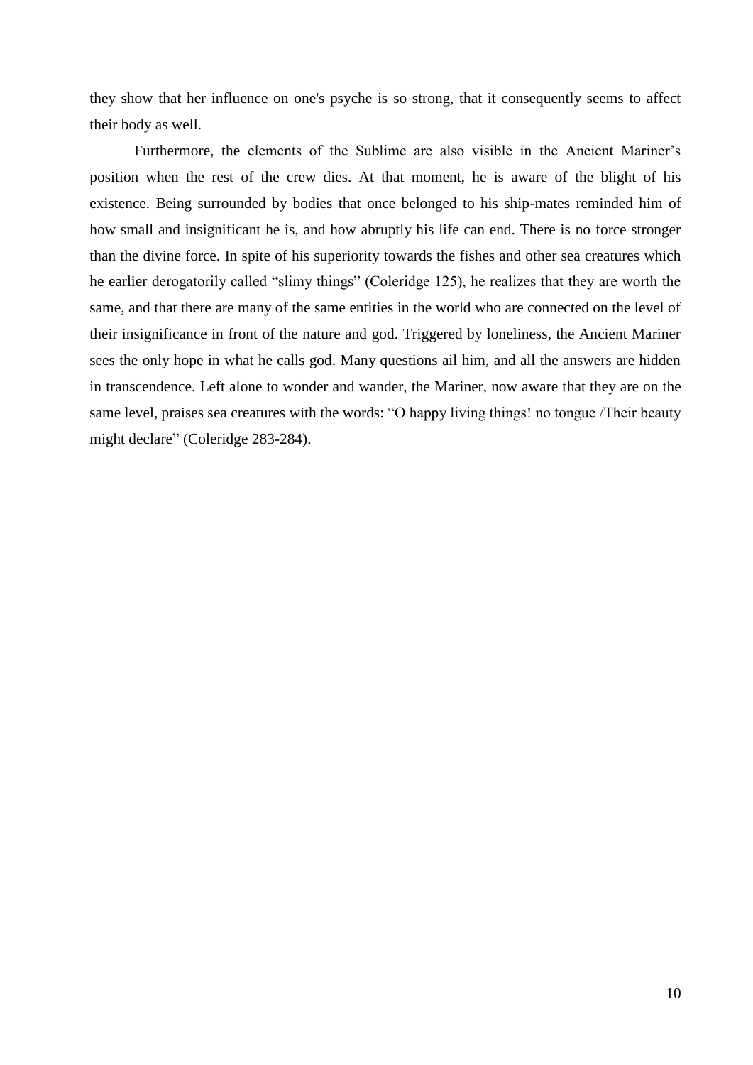they show that her influence on one's psyche is so strong, that it consequently seems to affect their body as well.

Furthermore, the elements of the Sublime are also visible in the Ancient Mariner's position when the rest of the crew dies. At that moment, he is aware of the blight of his existence. Being surrounded by bodies that once belonged to his ship-mates reminded him of how small and insignificant he is, and how abruptly his life can end. There is no force stronger than the divine force. In spite of his superiority towards the fishes and other sea creatures which he earlier derogatorily called "slimy things" (Coleridge 125), he realizes that they are worth the same, and that there are many of the same entities in the world who are connected on the level of their insignificance in front of the nature and god. Triggered by loneliness, the Ancient Mariner sees the only hope in what he calls god. Many questions ail him, and all the answers are hidden in transcendence. Left alone to wonder and wander, the Mariner, now aware that they are on the same level, praises sea creatures with the words: "O happy living things! no tongue /Their beauty might declare" (Coleridge 283-284).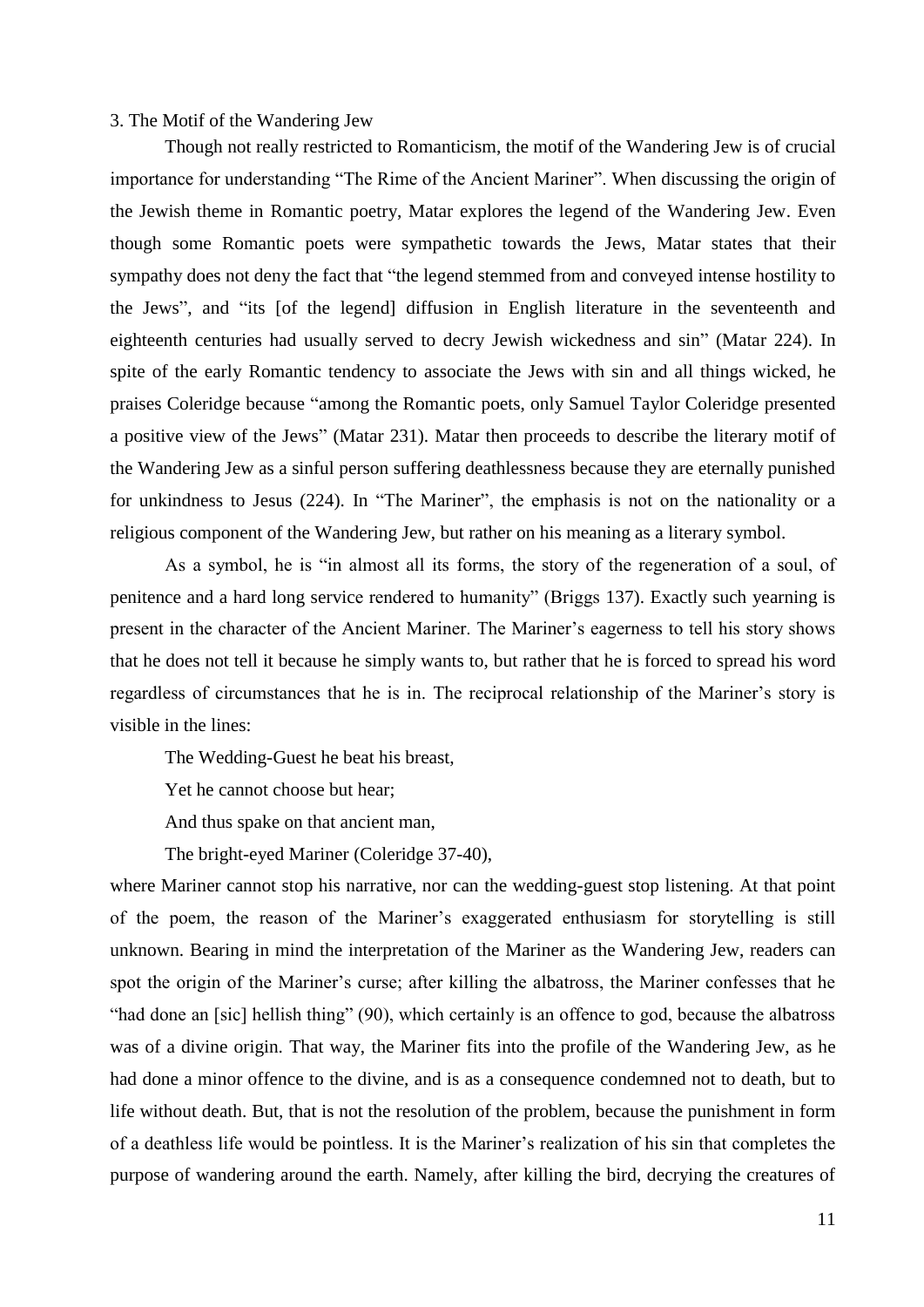### 3. The Motif of the Wandering Jew

Though not really restricted to Romanticism, the motif of the Wandering Jew is of crucial importance for understanding "The Rime of the Ancient Mariner". When discussing the origin of the Jewish theme in Romantic poetry, Matar explores the legend of the Wandering Jew. Even though some Romantic poets were sympathetic towards the Jews, Matar states that their sympathy does not deny the fact that "the legend stemmed from and conveyed intense hostility to the Jews", and "its [of the legend] diffusion in English literature in the seventeenth and eighteenth centuries had usually served to decry Jewish wickedness and sin" (Matar 224). In spite of the early Romantic tendency to associate the Jews with sin and all things wicked, he praises Coleridge because "among the Romantic poets, only Samuel Taylor Coleridge presented a positive view of the Jews" (Matar 231). Matar then proceeds to describe the literary motif of the Wandering Jew as a sinful person suffering deathlessness because they are eternally punished for unkindness to Jesus (224). In "The Mariner", the emphasis is not on the nationality or a religious component of the Wandering Jew, but rather on his meaning as a literary symbol.

As a symbol, he is "in almost all its forms, the story of the regeneration of a soul, of penitence and a hard long service rendered to humanity" (Briggs 137). Exactly such yearning is present in the character of the Ancient Mariner. The Mariner's eagerness to tell his story shows that he does not tell it because he simply wants to, but rather that he is forced to spread his word regardless of circumstances that he is in. The reciprocal relationship of the Mariner's story is visible in the lines:

> The Wedding-Guest he beat his breast,
>
> Yet he cannot choose but hear;
>
> And thus spake on that ancient man,
>
> The bright-eyed Mariner (Coleridge 37-40),

where Mariner cannot stop his narrative, nor can the wedding-guest stop listening. At that point of the poem, the reason of the Mariner's exaggerated enthusiasm for storytelling is still unknown. Bearing in mind the interpretation of the Mariner as the Wandering Jew, readers can spot the origin of the Mariner's curse; after killing the albatross, the Mariner confesses that he "had done an [sic] hellish thing" (90), which certainly is an offence to god, because the albatross was of a divine origin. That way, the Mariner fits into the profile of the Wandering Jew, as he had done a minor offence to the divine, and is as a consequence condemned not to death, but to life without death. But, that is not the resolution of the problem, because the punishment in form of a deathless life would be pointless. It is the Mariner's realization of his sin that completes the purpose of wandering around the earth. Namely, after killing the bird, decrying the creatures of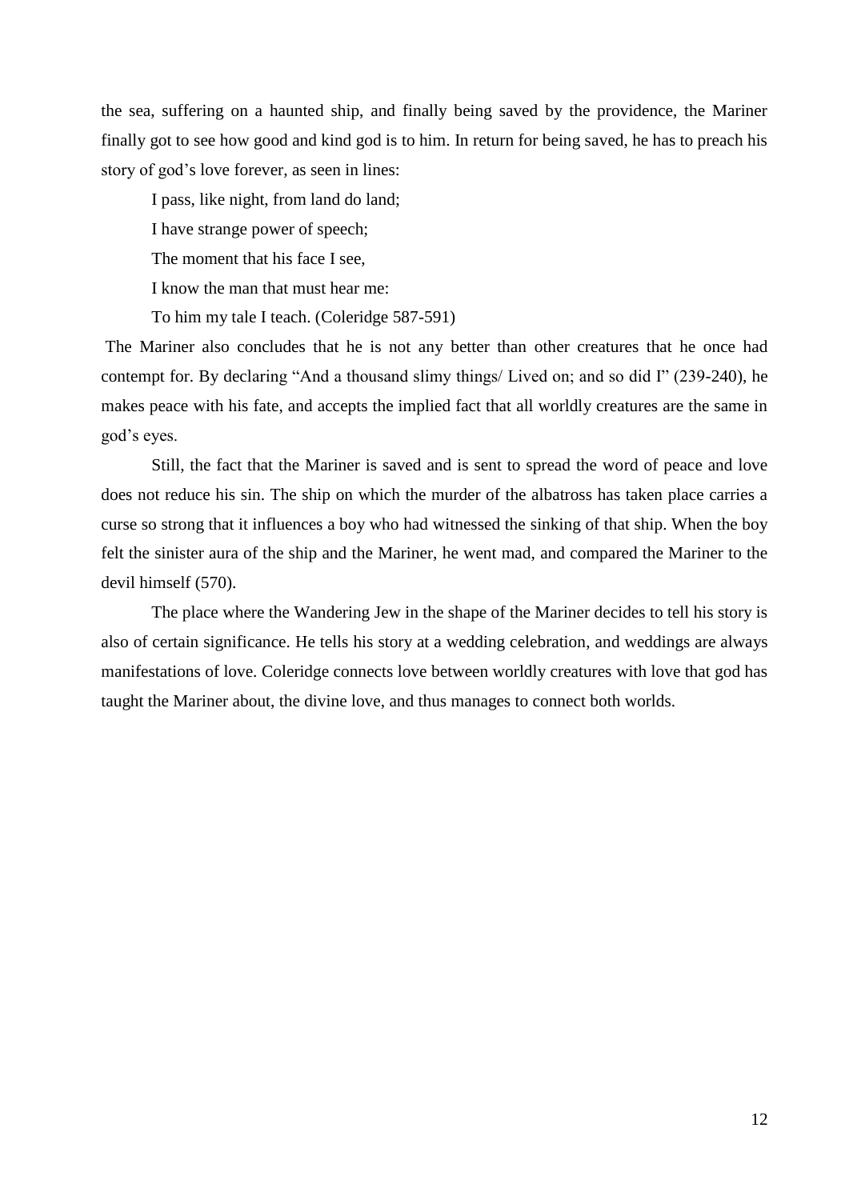the sea, suffering on a haunted ship, and finally being saved by the providence, the Mariner finally got to see how good and kind god is to him. In return for being saved, he has to preach his story of god's love forever, as seen in lines:

> I pass, like night, from land do land;
>
> I have strange power of speech;
>
> The moment that his face I see,
>
> I know the man that must hear me:
>
> To him my tale I teach. (Coleridge 587-591)

The Mariner also concludes that he is not any better than other creatures that he once had contempt for. By declaring "And a thousand slimy things/ Lived on; and so did I" (239-240), he makes peace with his fate, and accepts the implied fact that all worldly creatures are the same in god's eyes.

Still, the fact that the Mariner is saved and is sent to spread the word of peace and love does not reduce his sin. The ship on which the murder of the albatross has taken place carries a curse so strong that it influences a boy who had witnessed the sinking of that ship. When the boy felt the sinister aura of the ship and the Mariner, he went mad, and compared the Mariner to the devil himself (570).

The place where the Wandering Jew in the shape of the Mariner decides to tell his story is also of certain significance. He tells his story at a wedding celebration, and weddings are always manifestations of love. Coleridge connects love between worldly creatures with love that god has taught the Mariner about, the divine love, and thus manages to connect both worlds.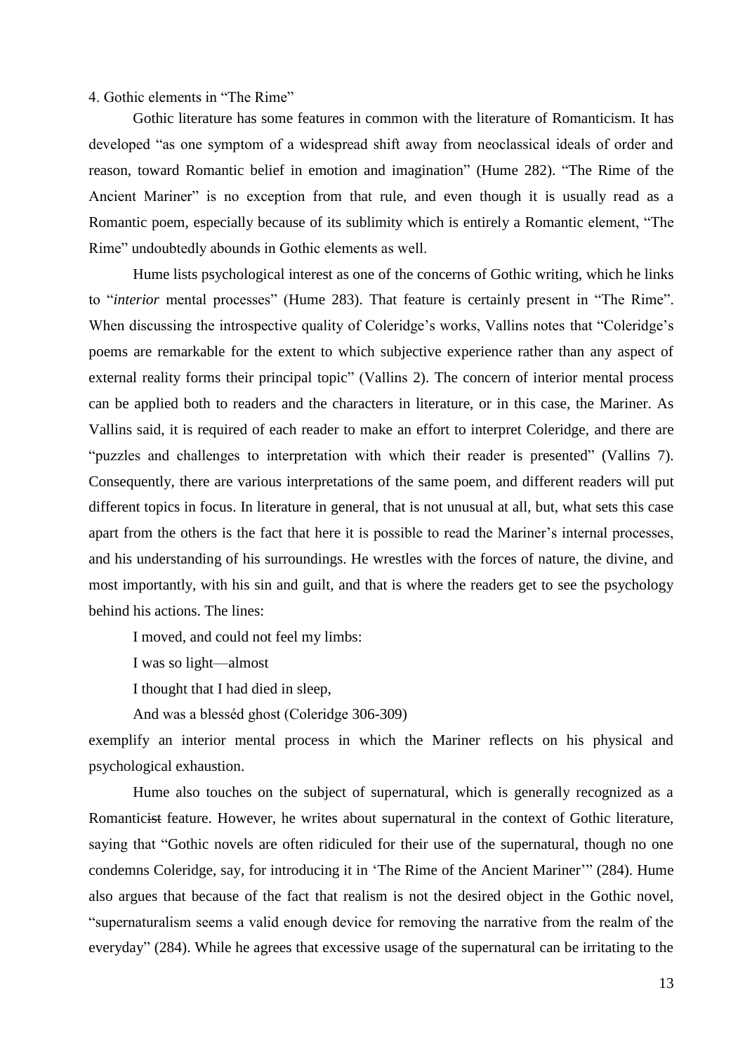## 4. Gothic elements in "The Rime"

Gothic literature has some features in common with the literature of Romanticism. It has developed "as one symptom of a widespread shift away from neoclassical ideals of order and reason, toward Romantic belief in emotion and imagination" (Hume 282). "The Rime of the Ancient Mariner" is no exception from that rule, and even though it is usually read as a Romantic poem, especially because of its sublimity which is entirely a Romantic element, "The Rime" undoubtedly abounds in Gothic elements as well.

Hume lists psychological interest as one of the concerns of Gothic writing, which he links to "*interior* mental processes" (Hume 283). That feature is certainly present in "The Rime". When discussing the introspective quality of Coleridge's works, Vallins notes that "Coleridge's poems are remarkable for the extent to which subjective experience rather than any aspect of external reality forms their principal topic" (Vallins 2). The concern of interior mental process can be applied both to readers and the characters in literature, or in this case, the Mariner. As Vallins said, it is required of each reader to make an effort to interpret Coleridge, and there are "puzzles and challenges to interpretation with which their reader is presented" (Vallins 7). Consequently, there are various interpretations of the same poem, and different readers will put different topics in focus. In literature in general, that is not unusual at all, but, what sets this case apart from the others is the fact that here it is possible to read the Mariner's internal processes, and his understanding of his surroundings. He wrestles with the forces of nature, the divine, and most importantly, with his sin and guilt, and that is where the readers get to see the psychology behind his actions. The lines:

> I moved, and could not feel my limbs:
>
> I was so light—almost
>
> I thought that I had died in sleep,
>
> And was a blesséd ghost (Coleridge 306-309)

exemplify an interior mental process in which the Mariner reflects on his physical and psychological exhaustion.

Hume also touches on the subject of supernatural, which is generally recognized as a Romantic~~ist~~ feature. However, he writes about supernatural in the context of Gothic literature, saying that "Gothic novels are often ridiculed for their use of the supernatural, though no one condemns Coleridge, say, for introducing it in 'The Rime of the Ancient Mariner'" (284). Hume also argues that because of the fact that realism is not the desired object in the Gothic novel, "supernaturalism seems a valid enough device for removing the narrative from the realm of the everyday" (284). While he agrees that excessive usage of the supernatural can be irritating to the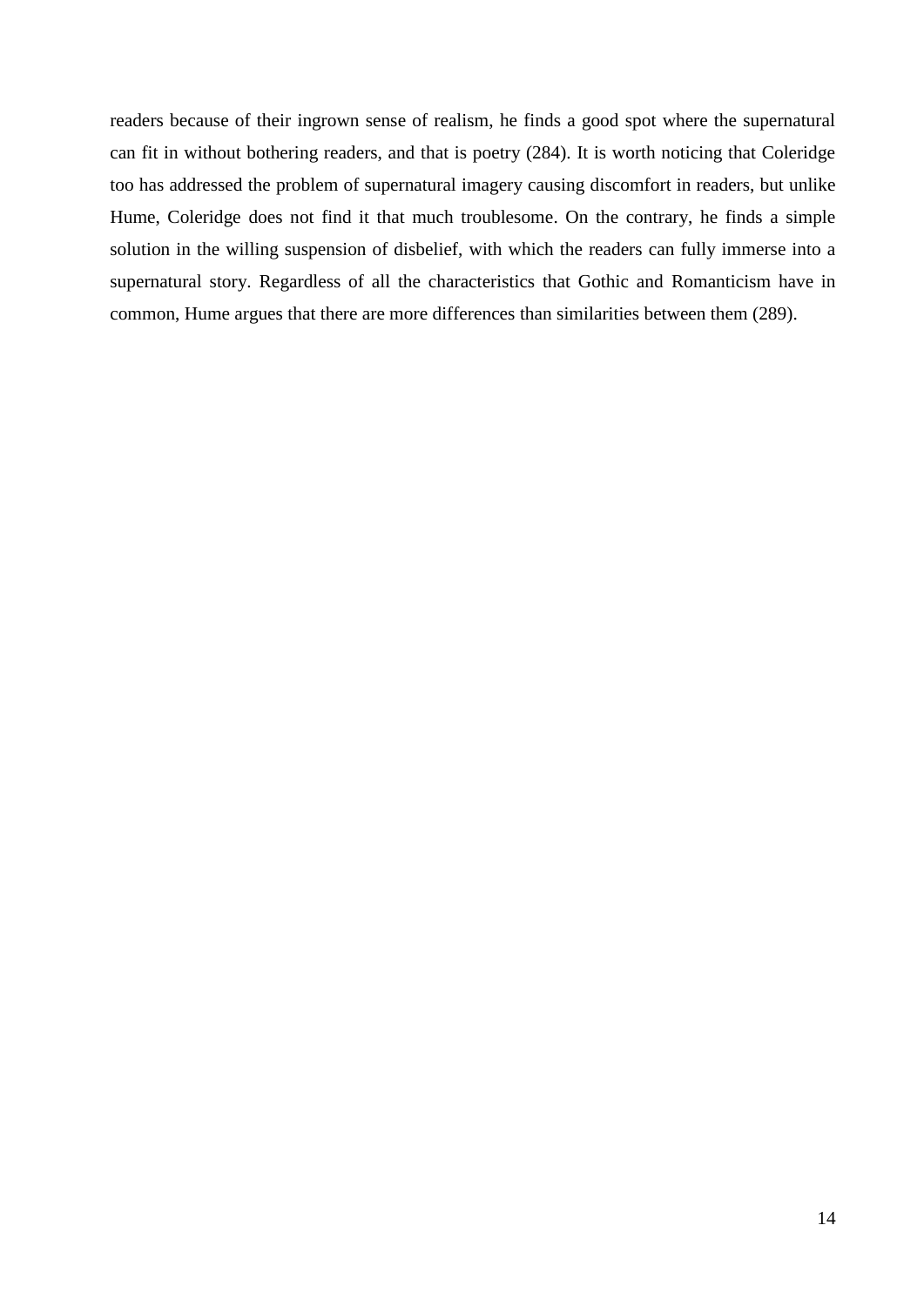readers because of their ingrown sense of realism, he finds a good spot where the supernatural can fit in without bothering readers, and that is poetry (284). It is worth noticing that Coleridge too has addressed the problem of supernatural imagery causing discomfort in readers, but unlike Hume, Coleridge does not find it that much troublesome. On the contrary, he finds a simple solution in the willing suspension of disbelief, with which the readers can fully immerse into a supernatural story. Regardless of all the characteristics that Gothic and Romanticism have in common, Hume argues that there are more differences than similarities between them (289).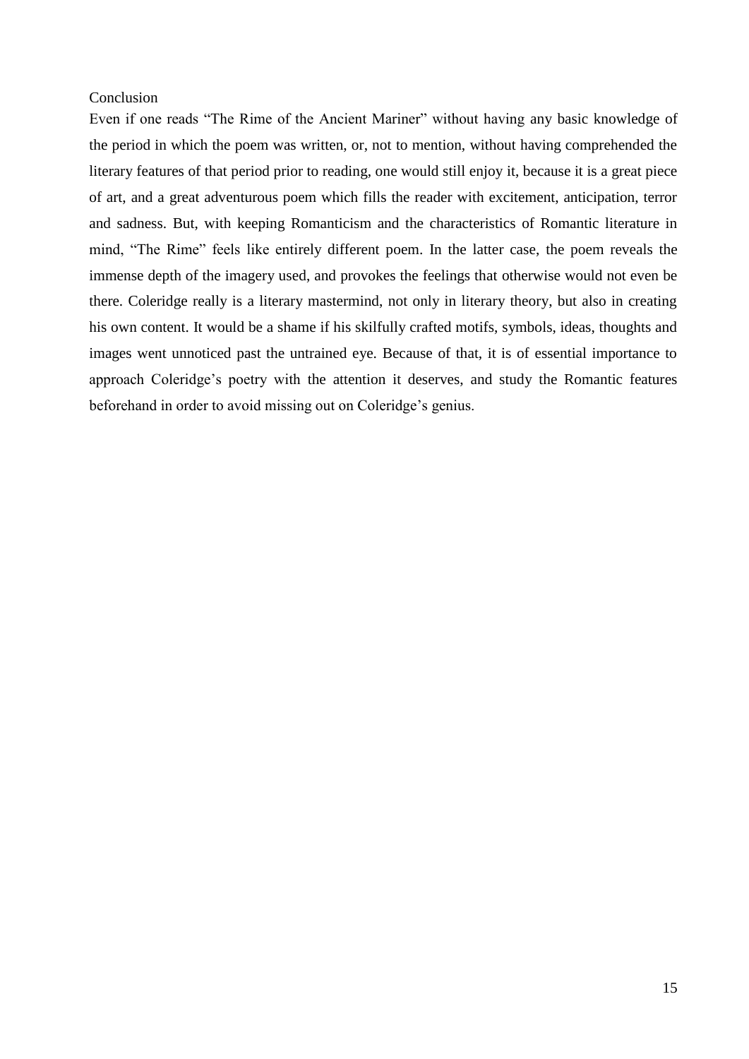## Conclusion

Even if one reads “The Rime of the Ancient Mariner” without having any basic knowledge of the period in which the poem was written, or, not to mention, without having comprehended the literary features of that period prior to reading, one would still enjoy it, because it is a great piece of art, and a great adventurous poem which fills the reader with excitement, anticipation, terror and sadness. But, with keeping Romanticism and the characteristics of Romantic literature in mind, “The Rime” feels like entirely different poem. In the latter case, the poem reveals the immense depth of the imagery used, and provokes the feelings that otherwise would not even be there. Coleridge really is a literary mastermind, not only in literary theory, but also in creating his own content. It would be a shame if his skilfully crafted motifs, symbols, ideas, thoughts and images went unnoticed past the untrained eye. Because of that, it is of essential importance to approach Coleridge’s poetry with the attention it deserves, and study the Romantic features beforehand in order to avoid missing out on Coleridge’s genius.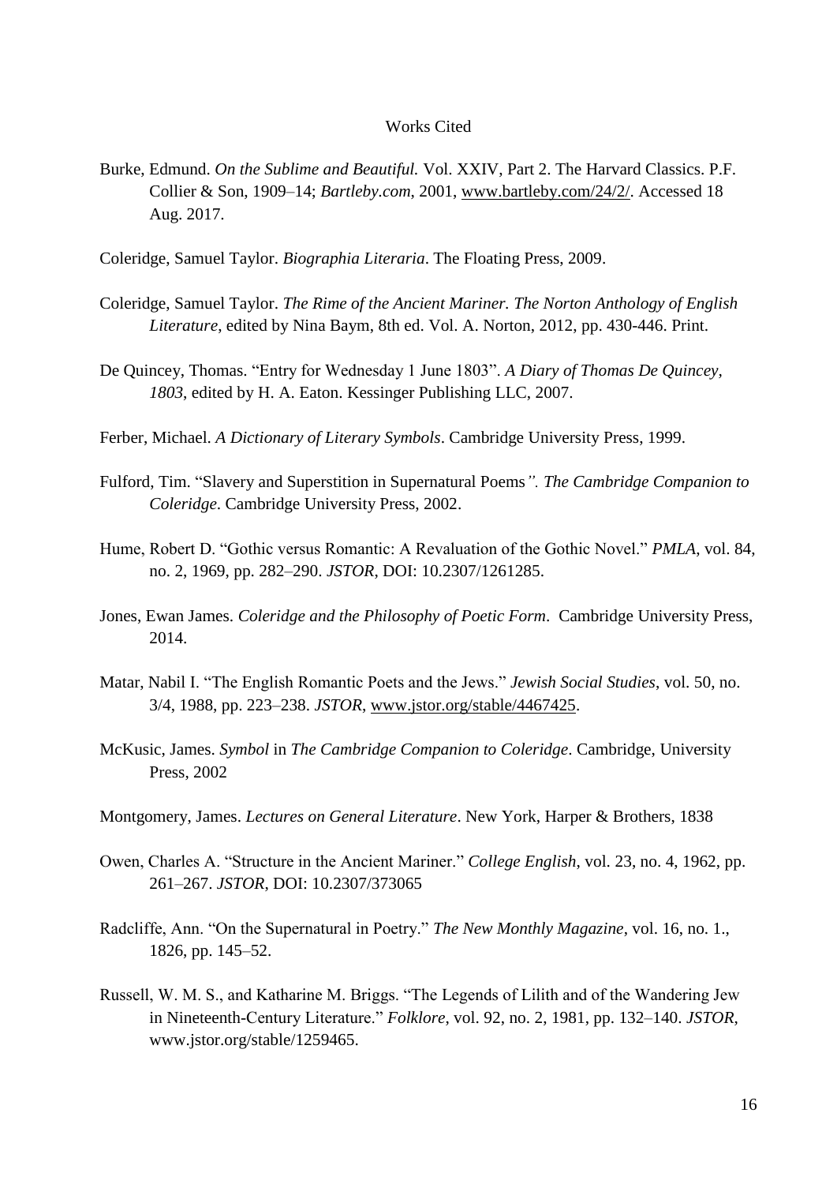# Works Cited

Burke, Edmund. *On the Sublime and Beautiful.* Vol. XXIV, Part 2. The Harvard Classics. P.F. Collier & Son, 1909–14; *Bartleby.com*, 2001, www.bartleby.com/24/2/. Accessed 18 Aug. 2017.

Coleridge, Samuel Taylor. *Biographia Literaria*. The Floating Press, 2009.

Coleridge, Samuel Taylor. *The Rime of the Ancient Mariner. The Norton Anthology of English Literature*, edited by Nina Baym, 8th ed. Vol. A. Norton, 2012, pp. 430-446. Print.

De Quincey, Thomas. "Entry for Wednesday 1 June 1803". *A Diary of Thomas De Quincey, 1803*, edited by H. A. Eaton. Kessinger Publishing LLC, 2007.

Ferber, Michael. *A Dictionary of Literary Symbols*. Cambridge University Press, 1999.

Fulford, Tim. "Slavery and Superstition in Supernatural Poems*". The Cambridge Companion to Coleridge*. Cambridge University Press, 2002.

Hume, Robert D. "Gothic versus Romantic: A Revaluation of the Gothic Novel." *PMLA*, vol. 84, no. 2, 1969, pp. 282–290. *JSTOR*, DOI: 10.2307/1261285.

Jones, Ewan James. *Coleridge and the Philosophy of Poetic Form*. Cambridge University Press, 2014.

Matar, Nabil I. "The English Romantic Poets and the Jews." *Jewish Social Studies*, vol. 50, no. 3/4, 1988, pp. 223–238. *JSTOR*, www.jstor.org/stable/4467425.

McKusic, James. *Symbol* in *The Cambridge Companion to Coleridge*. Cambridge, University Press, 2002

Montgomery, James. *Lectures on General Literature*. New York, Harper & Brothers, 1838

Owen, Charles A. "Structure in the Ancient Mariner." *College English*, vol. 23, no. 4, 1962, pp. 261–267. *JSTOR*, DOI: 10.2307/373065

Radcliffe, Ann. "On the Supernatural in Poetry." *The New Monthly Magazine*, vol. 16, no. 1., 1826, pp. 145–52.

Russell, W. M. S., and Katharine M. Briggs. "The Legends of Lilith and of the Wandering Jew in Nineteenth-Century Literature." *Folklore*, vol. 92, no. 2, 1981, pp. 132–140. *JSTOR*, www.jstor.org/stable/1259465.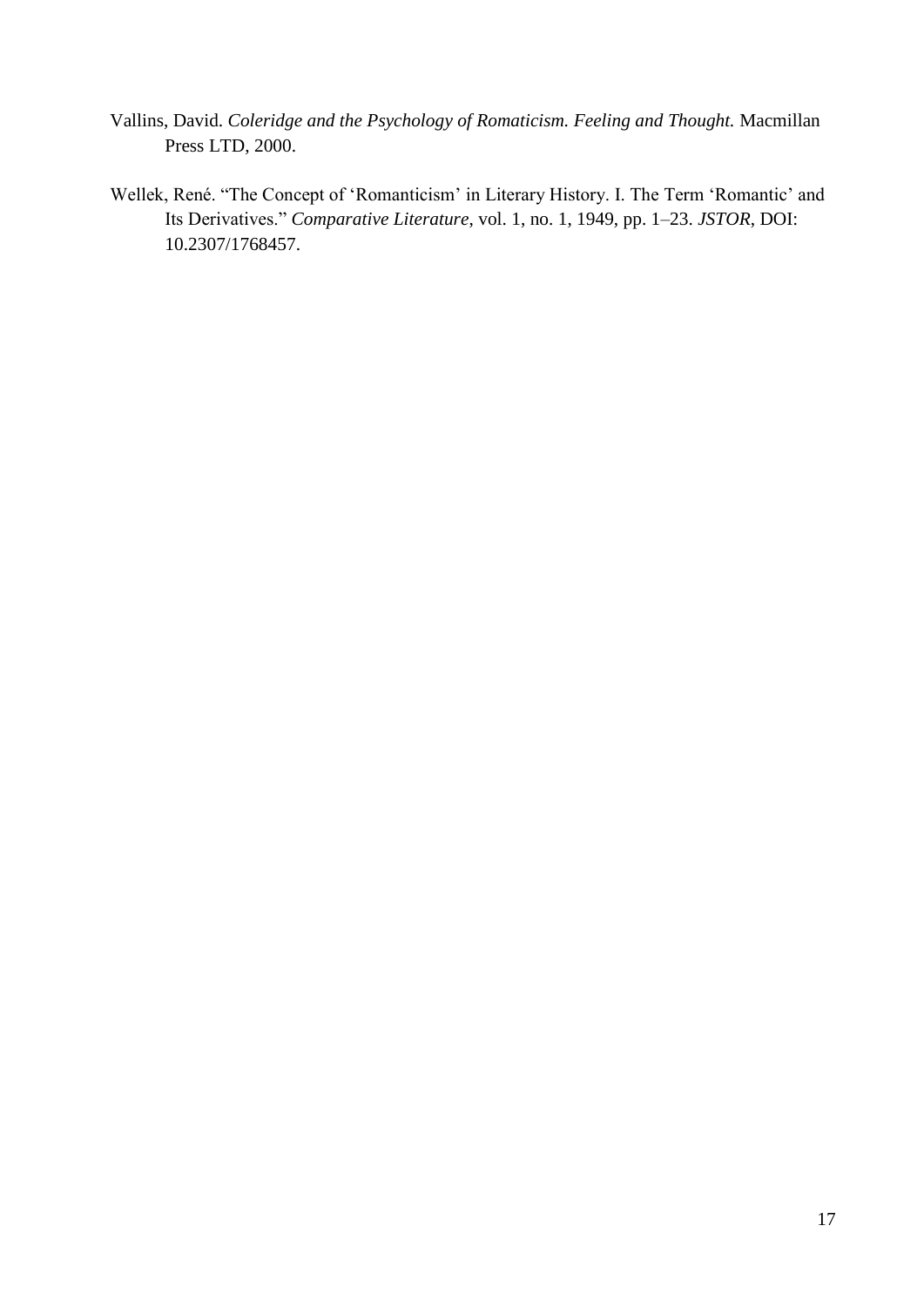Vallins, David. *Coleridge and the Psychology of Romaticism. Feeling and Thought.* Macmillan Press LTD, 2000.

Wellek, René. "The Concept of 'Romanticism' in Literary History. I. The Term 'Romantic' and Its Derivatives." *Comparative Literature*, vol. 1, no. 1, 1949, pp. 1–23. *JSTOR*, DOI: 10.2307/1768457.